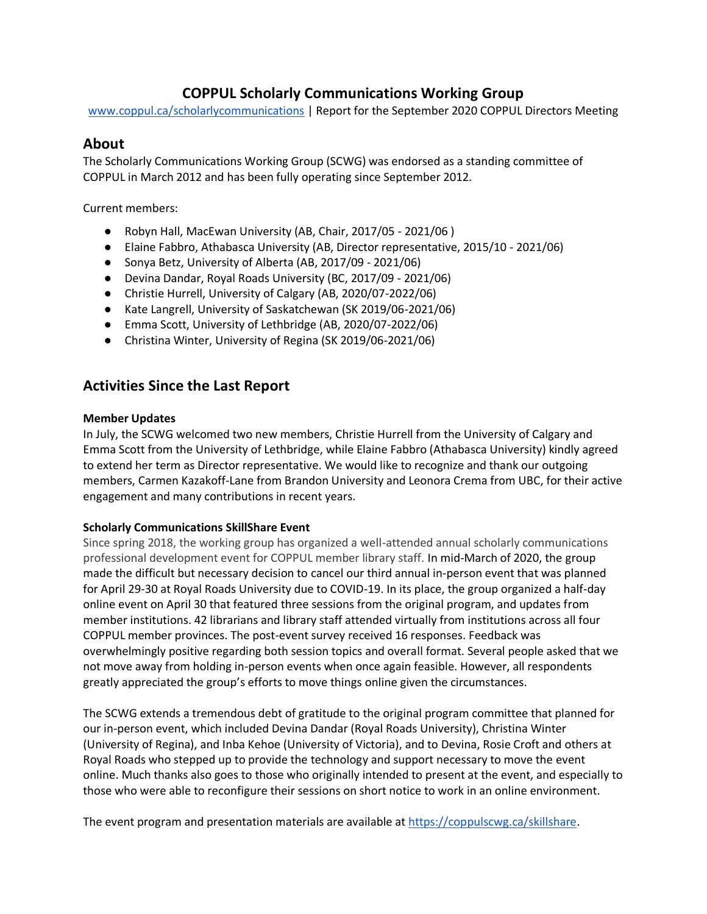# COPPUL Scholarly Communications Working Group

[www.coppul.ca/scholarlycommunications](www.coppul.ca/scholarlycommunications) | Report for the September 2020 COPPUL Directors Meeting

## About

The Scholarly Communications Working Group (SCWG) was endorsed as a standing committee of COPPUL in March 2012 and has been fully operating since September 2012.

Current members:

- Robyn Hall, MacEwan University (AB, Chair, 2017/05 - 2021/06 )
- Elaine Fabbro, Athabasca University (AB, Director representative, 2015/10 - 2021/06)
- Sonya Betz, University of Alberta (AB, 2017/09 - 2021/06)
- Devina Dandar, Royal Roads University (BC, 2017/09 - 2021/06)
- Christie Hurrell, University of Calgary (AB, 2020/07-2022/06)
- Kate Langrell, University of Saskatchewan (SK 2019/06-2021/06)
- Emma Scott, University of Lethbridge (AB, 2020/07-2022/06)
- Christina Winter, University of Regina (SK 2019/06-2021/06)

## Activities Since the Last Report

**Member Updates**

In July, the SCWG welcomed two new members, Christie Hurrell from the University of Calgary and Emma Scott from the University of Lethbridge, while Elaine Fabbro (Athabasca University) kindly agreed to extend her term as Director representative. We would like to recognize and thank our outgoing members, Carmen Kazakoff-Lane from Brandon University and Leonora Crema from UBC, for their active engagement and many contributions in recent years.

**Scholarly Communications SkillShare Event**

Since spring 2018, the working group has organized a well-attended annual scholarly communications professional development event for COPPUL member library staff. In mid-March of 2020, the group made the difficult but necessary decision to cancel our third annual in-person event that was planned for April 29-30 at Royal Roads University due to COVID-19. In its place, the group organized a half-day online event on April 30 that featured three sessions from the original program, and updates from member institutions. 42 librarians and library staff attended virtually from institutions across all four COPPUL member provinces. The post-event survey received 16 responses. Feedback was overwhelmingly positive regarding both session topics and overall format. Several people asked that we not move away from holding in-person events when once again feasible. However, all respondents greatly appreciated the group's efforts to move things online given the circumstances.

The SCWG extends a tremendous debt of gratitude to the original program committee that planned for our in-person event, which included Devina Dandar (Royal Roads University), Christina Winter (University of Regina), and Inba Kehoe (University of Victoria), and to Devina, Rosie Croft and others at Royal Roads who stepped up to provide the technology and support necessary to move the event online. Much thanks also goes to those who originally intended to present at the event, and especially to those who were able to reconfigure their sessions on short notice to work in an online environment.

The event program and presentation materials are available at [https://coppulscwg.ca/skillshare](https://coppulscwg.ca/skillshare).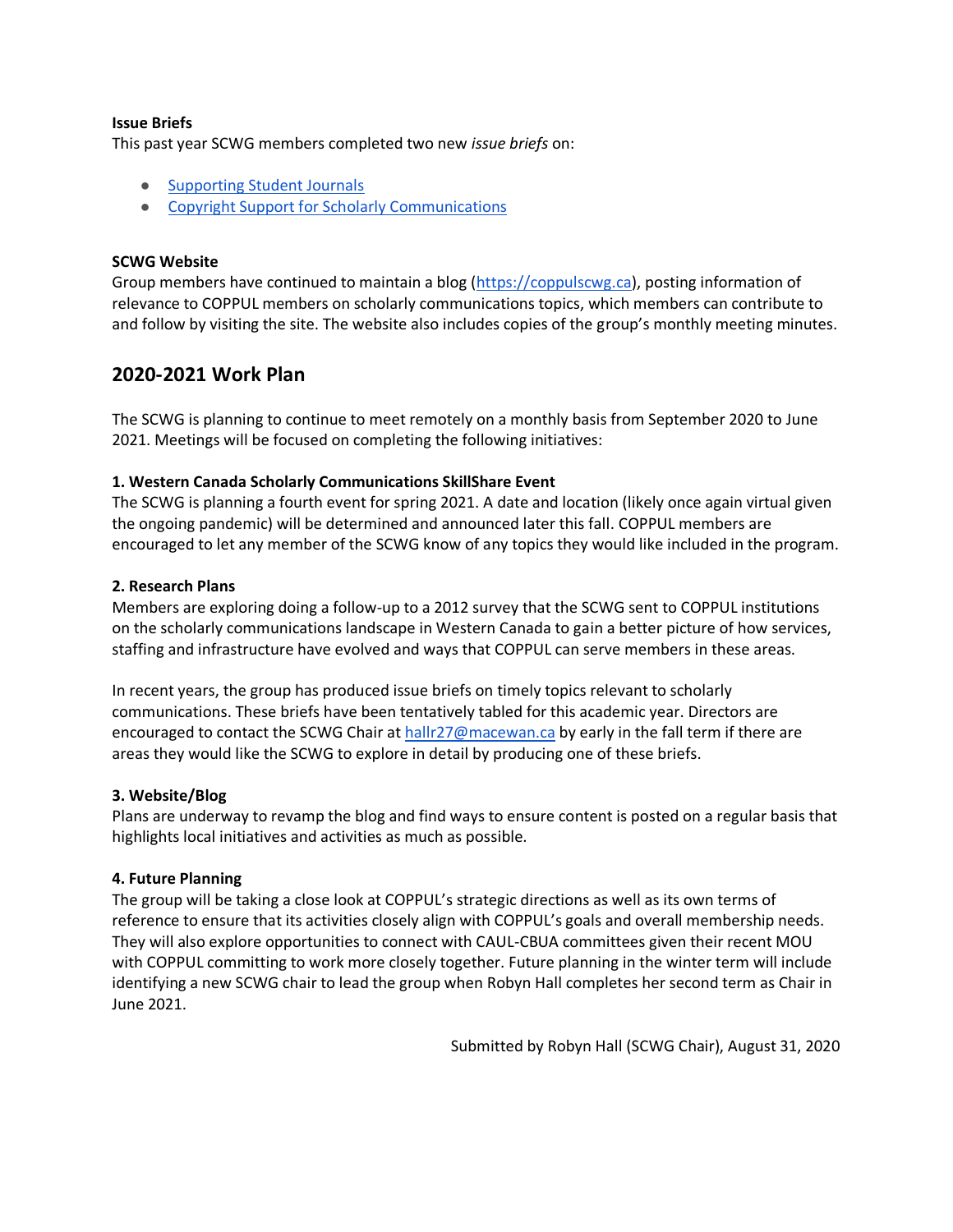**Issue Briefs**

This past year SCWG members completed two new *issue briefs* on:

- Supporting Student Journals
- Copyright Support for Scholarly Communications

**SCWG Website**

Group members have continued to maintain a blog (https://coppulscwg.ca), posting information of relevance to COPPUL members on scholarly communications topics, which members can contribute to and follow by visiting the site. The website also includes copies of the group's monthly meeting minutes.

## 2020-2021 Work Plan

The SCWG is planning to continue to meet remotely on a monthly basis from September 2020 to June 2021. Meetings will be focused on completing the following initiatives:

**1. Western Canada Scholarly Communications SkillShare Event**

The SCWG is planning a fourth event for spring 2021. A date and location (likely once again virtual given the ongoing pandemic) will be determined and announced later this fall. COPPUL members are encouraged to let any member of the SCWG know of any topics they would like included in the program.

**2. Research Plans**

Members are exploring doing a follow-up to a 2012 survey that the SCWG sent to COPPUL institutions on the scholarly communications landscape in Western Canada to gain a better picture of how services, staffing and infrastructure have evolved and ways that COPPUL can serve members in these areas.

In recent years, the group has produced issue briefs on timely topics relevant to scholarly communications. These briefs have been tentatively tabled for this academic year. Directors are encouraged to contact the SCWG Chair at hallr27@macewan.ca by early in the fall term if there are areas they would like the SCWG to explore in detail by producing one of these briefs.

**3. Website/Blog**

Plans are underway to revamp the blog and find ways to ensure content is posted on a regular basis that highlights local initiatives and activities as much as possible.

**4. Future Planning**

The group will be taking a close look at COPPUL's strategic directions as well as its own terms of reference to ensure that its activities closely align with COPPUL's goals and overall membership needs. They will also explore opportunities to connect with CAUL-CBUA committees given their recent MOU with COPPUL committing to work more closely together. Future planning in the winter term will include identifying a new SCWG chair to lead the group when Robyn Hall completes her second term as Chair in June 2021.

Submitted by Robyn Hall (SCWG Chair), August 31, 2020